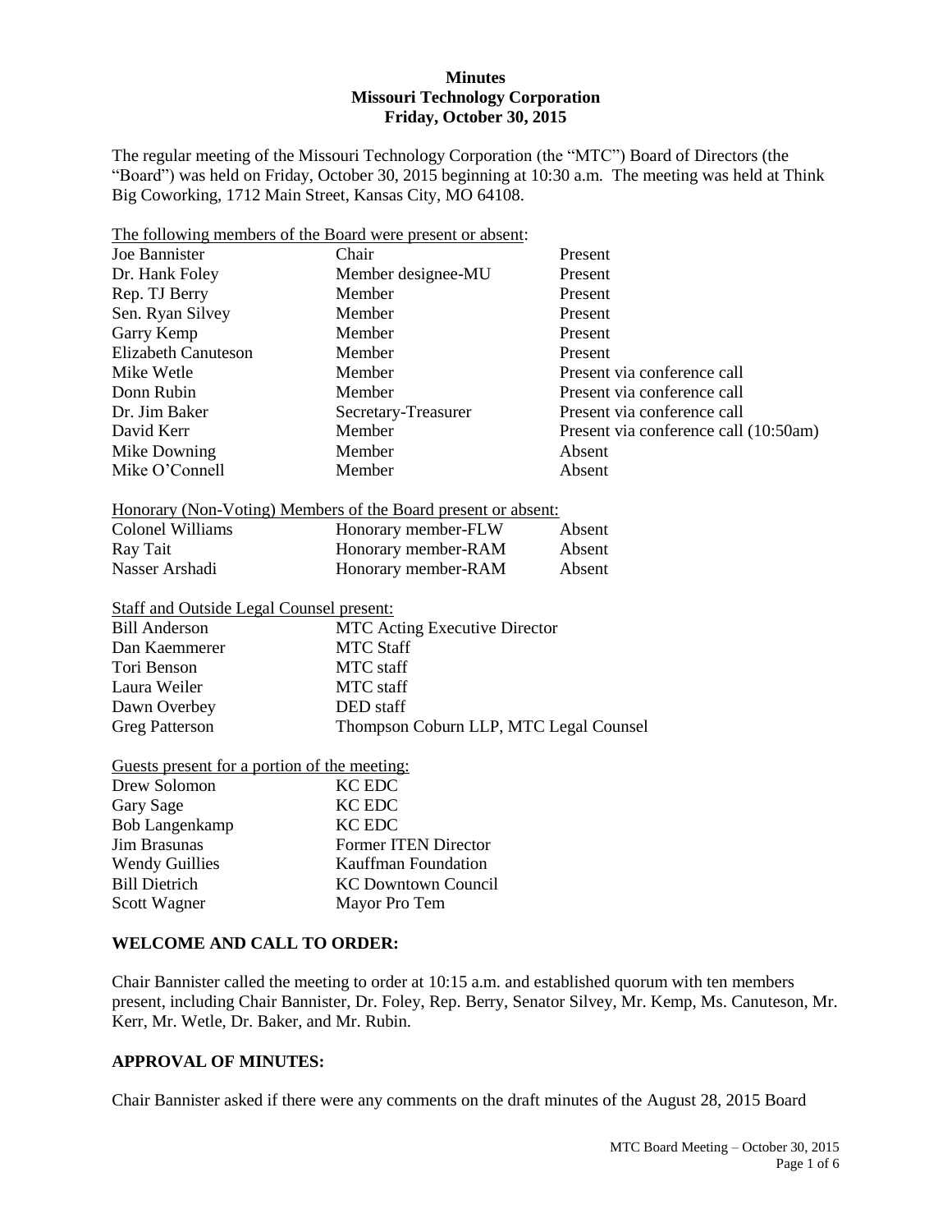**Minutes**
**Missouri Technology Corporation**
**Friday, October 30, 2015**

The regular meeting of the Missouri Technology Corporation (the "MTC") Board of Directors (the "Board") was held on Friday, October 30, 2015 beginning at 10:30 a.m. The meeting was held at Think Big Coworking, 1712 Main Street, Kansas City, MO 64108.

The following members of the Board were present or absent:

| | | |
|---|---|---|
| Joe Bannister | Chair | Present |
| Dr. Hank Foley | Member designee-MU | Present |
| Rep. TJ Berry | Member | Present |
| Sen. Ryan Silvey | Member | Present |
| Garry Kemp | Member | Present |
| Elizabeth Canuteson | Member | Present |
| Mike Wetle | Member | Present via conference call |
| Donn Rubin | Member | Present via conference call |
| Dr. Jim Baker | Secretary-Treasurer | Present via conference call |
| David Kerr | Member | Present via conference call (10:50am) |
| Mike Downing | Member | Absent |
| Mike O'Connell | Member | Absent |

Honorary (Non-Voting) Members of the Board present or absent:

| | | |
|---|---|---|
| Colonel Williams | Honorary member-FLW | Absent |
| Ray Tait | Honorary member-RAM | Absent |
| Nasser Arshadi | Honorary member-RAM | Absent |

Staff and Outside Legal Counsel present:

| | |
|---|---|
| Bill Anderson | MTC Acting Executive Director |
| Dan Kaemmerer | MTC Staff |
| Tori Benson | MTC staff |
| Laura Weiler | MTC staff |
| Dawn Overbey | DED staff |
| Greg Patterson | Thompson Coburn LLP, MTC Legal Counsel |

Guests present for a portion of the meeting:

| | |
|---|---|
| Drew Solomon | KC EDC |
| Gary Sage | KC EDC |
| Bob Langenkamp | KC EDC |
| Jim Brasunas | Former ITEN Director |
| Wendy Guillies | Kauffman Foundation |
| Bill Dietrich | KC Downtown Council |
| Scott Wagner | Mayor Pro Tem |

## WELCOME AND CALL TO ORDER:

Chair Bannister called the meeting to order at 10:15 a.m. and established quorum with ten members present, including Chair Bannister, Dr. Foley, Rep. Berry, Senator Silvey, Mr. Kemp, Ms. Canuteson, Mr. Kerr, Mr. Wetle, Dr. Baker, and Mr. Rubin.

## APPROVAL OF MINUTES:

Chair Bannister asked if there were any comments on the draft minutes of the August 28, 2015 Board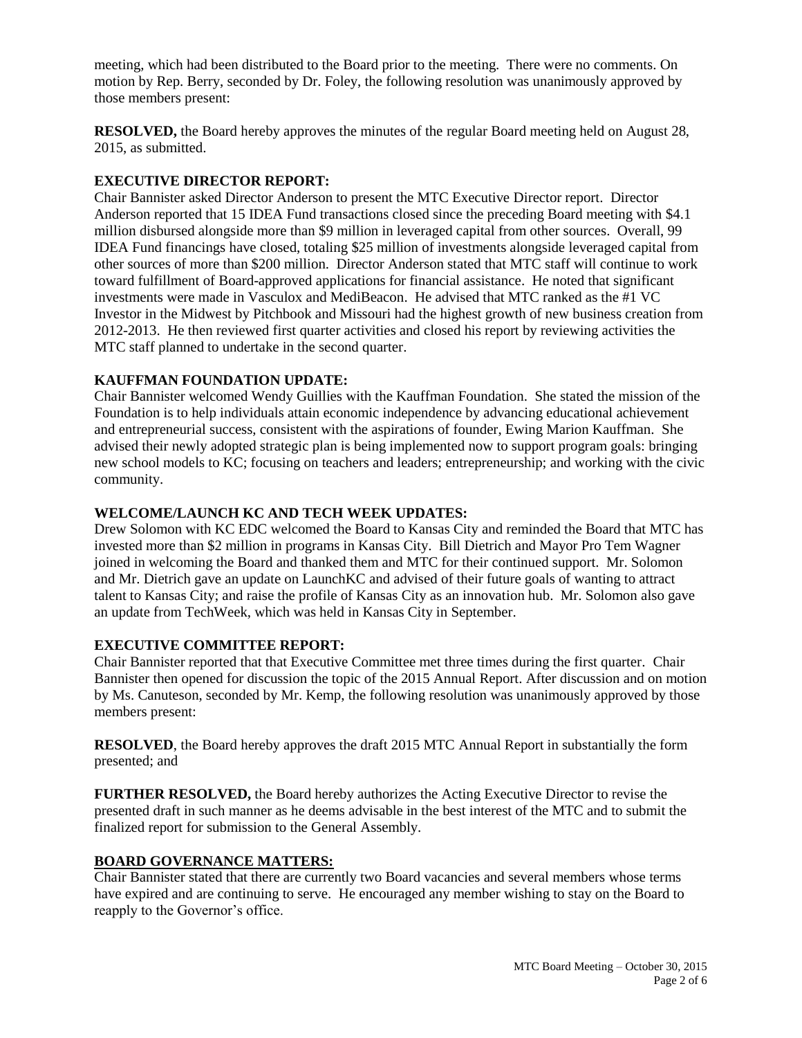meeting, which had been distributed to the Board prior to the meeting. There were no comments. On motion by Rep. Berry, seconded by Dr. Foley, the following resolution was unanimously approved by those members present:

**RESOLVED,** the Board hereby approves the minutes of the regular Board meeting held on August 28, 2015, as submitted.

**EXECUTIVE DIRECTOR REPORT:**

Chair Bannister asked Director Anderson to present the MTC Executive Director report. Director Anderson reported that 15 IDEA Fund transactions closed since the preceding Board meeting with $4.1 million disbursed alongside more than $9 million in leveraged capital from other sources. Overall, 99 IDEA Fund financings have closed, totaling $25 million of investments alongside leveraged capital from other sources of more than $200 million. Director Anderson stated that MTC staff will continue to work toward fulfillment of Board-approved applications for financial assistance. He noted that significant investments were made in Vasculox and MediBeacon. He advised that MTC ranked as the #1 VC Investor in the Midwest by Pitchbook and Missouri had the highest growth of new business creation from 2012-2013. He then reviewed first quarter activities and closed his report by reviewing activities the MTC staff planned to undertake in the second quarter.

**KAUFFMAN FOUNDATION UPDATE:**

Chair Bannister welcomed Wendy Guillies with the Kauffman Foundation. She stated the mission of the Foundation is to help individuals attain economic independence by advancing educational achievement and entrepreneurial success, consistent with the aspirations of founder, Ewing Marion Kauffman. She advised their newly adopted strategic plan is being implemented now to support program goals: bringing new school models to KC; focusing on teachers and leaders; entrepreneurship; and working with the civic community.

**WELCOME/LAUNCH KC AND TECH WEEK UPDATES:**

Drew Solomon with KC EDC welcomed the Board to Kansas City and reminded the Board that MTC has invested more than $2 million in programs in Kansas City. Bill Dietrich and Mayor Pro Tem Wagner joined in welcoming the Board and thanked them and MTC for their continued support. Mr. Solomon and Mr. Dietrich gave an update on LaunchKC and advised of their future goals of wanting to attract talent to Kansas City; and raise the profile of Kansas City as an innovation hub. Mr. Solomon also gave an update from TechWeek, which was held in Kansas City in September.

**EXECUTIVE COMMITTEE REPORT:**

Chair Bannister reported that that Executive Committee met three times during the first quarter. Chair Bannister then opened for discussion the topic of the 2015 Annual Report. After discussion and on motion by Ms. Canuteson, seconded by Mr. Kemp, the following resolution was unanimously approved by those members present:

**RESOLVED**, the Board hereby approves the draft 2015 MTC Annual Report in substantially the form presented; and

**FURTHER RESOLVED,** the Board hereby authorizes the Acting Executive Director to revise the presented draft in such manner as he deems advisable in the best interest of the MTC and to submit the finalized report for submission to the General Assembly.

**BOARD GOVERNANCE MATTERS:**

Chair Bannister stated that there are currently two Board vacancies and several members whose terms have expired and are continuing to serve. He encouraged any member wishing to stay on the Board to reapply to the Governor's office.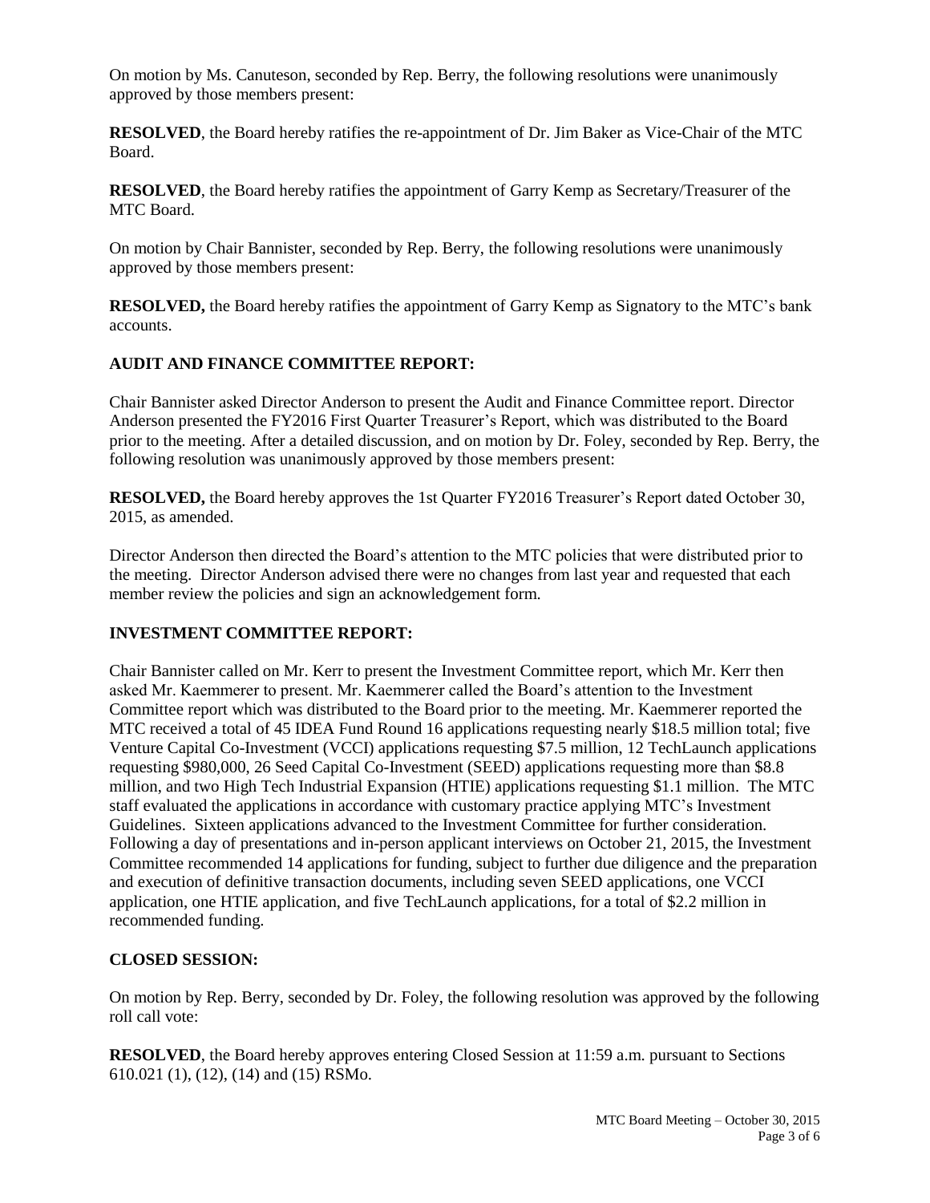On motion by Ms. Canuteson, seconded by Rep. Berry, the following resolutions were unanimously approved by those members present:

**RESOLVED**, the Board hereby ratifies the re-appointment of Dr. Jim Baker as Vice-Chair of the MTC Board.

**RESOLVED**, the Board hereby ratifies the appointment of Garry Kemp as Secretary/Treasurer of the MTC Board.

On motion by Chair Bannister, seconded by Rep. Berry, the following resolutions were unanimously approved by those members present:

**RESOLVED,** the Board hereby ratifies the appointment of Garry Kemp as Signatory to the MTC's bank accounts.

## AUDIT AND FINANCE COMMITTEE REPORT:

Chair Bannister asked Director Anderson to present the Audit and Finance Committee report. Director Anderson presented the FY2016 First Quarter Treasurer's Report, which was distributed to the Board prior to the meeting. After a detailed discussion, and on motion by Dr. Foley, seconded by Rep. Berry, the following resolution was unanimously approved by those members present:

**RESOLVED,** the Board hereby approves the 1st Quarter FY2016 Treasurer's Report dated October 30, 2015, as amended.

Director Anderson then directed the Board's attention to the MTC policies that were distributed prior to the meeting. Director Anderson advised there were no changes from last year and requested that each member review the policies and sign an acknowledgement form.

## INVESTMENT COMMITTEE REPORT:

Chair Bannister called on Mr. Kerr to present the Investment Committee report, which Mr. Kerr then asked Mr. Kaemmerer to present. Mr. Kaemmerer called the Board's attention to the Investment Committee report which was distributed to the Board prior to the meeting. Mr. Kaemmerer reported the MTC received a total of 45 IDEA Fund Round 16 applications requesting nearly $18.5 million total; five Venture Capital Co-Investment (VCCI) applications requesting $7.5 million, 12 TechLaunch applications requesting $980,000, 26 Seed Capital Co-Investment (SEED) applications requesting more than $8.8 million, and two High Tech Industrial Expansion (HTIE) applications requesting $1.1 million. The MTC staff evaluated the applications in accordance with customary practice applying MTC's Investment Guidelines. Sixteen applications advanced to the Investment Committee for further consideration. Following a day of presentations and in-person applicant interviews on October 21, 2015, the Investment Committee recommended 14 applications for funding, subject to further due diligence and the preparation and execution of definitive transaction documents, including seven SEED applications, one VCCI application, one HTIE application, and five TechLaunch applications, for a total of $2.2 million in recommended funding.

## CLOSED SESSION:

On motion by Rep. Berry, seconded by Dr. Foley, the following resolution was approved by the following roll call vote:

**RESOLVED**, the Board hereby approves entering Closed Session at 11:59 a.m. pursuant to Sections 610.021 (1), (12), (14) and (15) RSMo.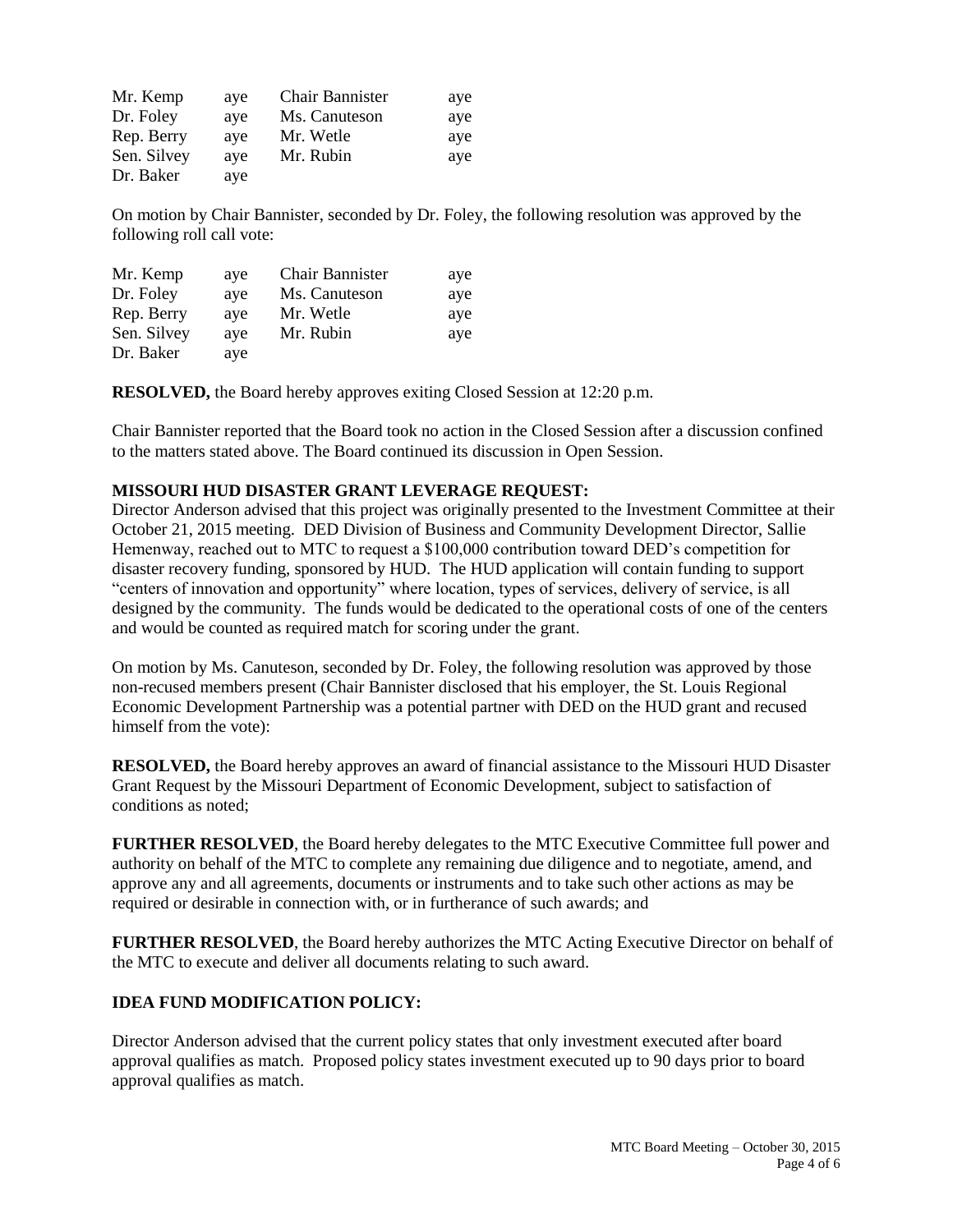| | | | |
|---|---|---|---|
| Mr. Kemp | aye | Chair Bannister | aye |
| Dr. Foley | aye | Ms. Canuteson | aye |
| Rep. Berry | aye | Mr. Wetle | aye |
| Sen. Silvey | aye | Mr. Rubin | aye |
| Dr. Baker | aye | | |

On motion by Chair Bannister, seconded by Dr. Foley, the following resolution was approved by the following roll call vote:

| | | | |
|---|---|---|---|
| Mr. Kemp | aye | Chair Bannister | aye |
| Dr. Foley | aye | Ms. Canuteson | aye |
| Rep. Berry | aye | Mr. Wetle | aye |
| Sen. Silvey | aye | Mr. Rubin | aye |
| Dr. Baker | aye | | |

**RESOLVED,** the Board hereby approves exiting Closed Session at 12:20 p.m.

Chair Bannister reported that the Board took no action in the Closed Session after a discussion confined to the matters stated above. The Board continued its discussion in Open Session.

**MISSOURI HUD DISASTER GRANT LEVERAGE REQUEST:**
Director Anderson advised that this project was originally presented to the Investment Committee at their October 21, 2015 meeting. DED Division of Business and Community Development Director, Sallie Hemenway, reached out to MTC to request a $100,000 contribution toward DED's competition for disaster recovery funding, sponsored by HUD. The HUD application will contain funding to support "centers of innovation and opportunity" where location, types of services, delivery of service, is all designed by the community. The funds would be dedicated to the operational costs of one of the centers and would be counted as required match for scoring under the grant.

On motion by Ms. Canuteson, seconded by Dr. Foley, the following resolution was approved by those non-recused members present (Chair Bannister disclosed that his employer, the St. Louis Regional Economic Development Partnership was a potential partner with DED on the HUD grant and recused himself from the vote):

**RESOLVED,** the Board hereby approves an award of financial assistance to the Missouri HUD Disaster Grant Request by the Missouri Department of Economic Development, subject to satisfaction of conditions as noted;

**FURTHER RESOLVED**, the Board hereby delegates to the MTC Executive Committee full power and authority on behalf of the MTC to complete any remaining due diligence and to negotiate, amend, and approve any and all agreements, documents or instruments and to take such other actions as may be required or desirable in connection with, or in furtherance of such awards; and

**FURTHER RESOLVED**, the Board hereby authorizes the MTC Acting Executive Director on behalf of the MTC to execute and deliver all documents relating to such award.

**IDEA FUND MODIFICATION POLICY:**

Director Anderson advised that the current policy states that only investment executed after board approval qualifies as match. Proposed policy states investment executed up to 90 days prior to board approval qualifies as match.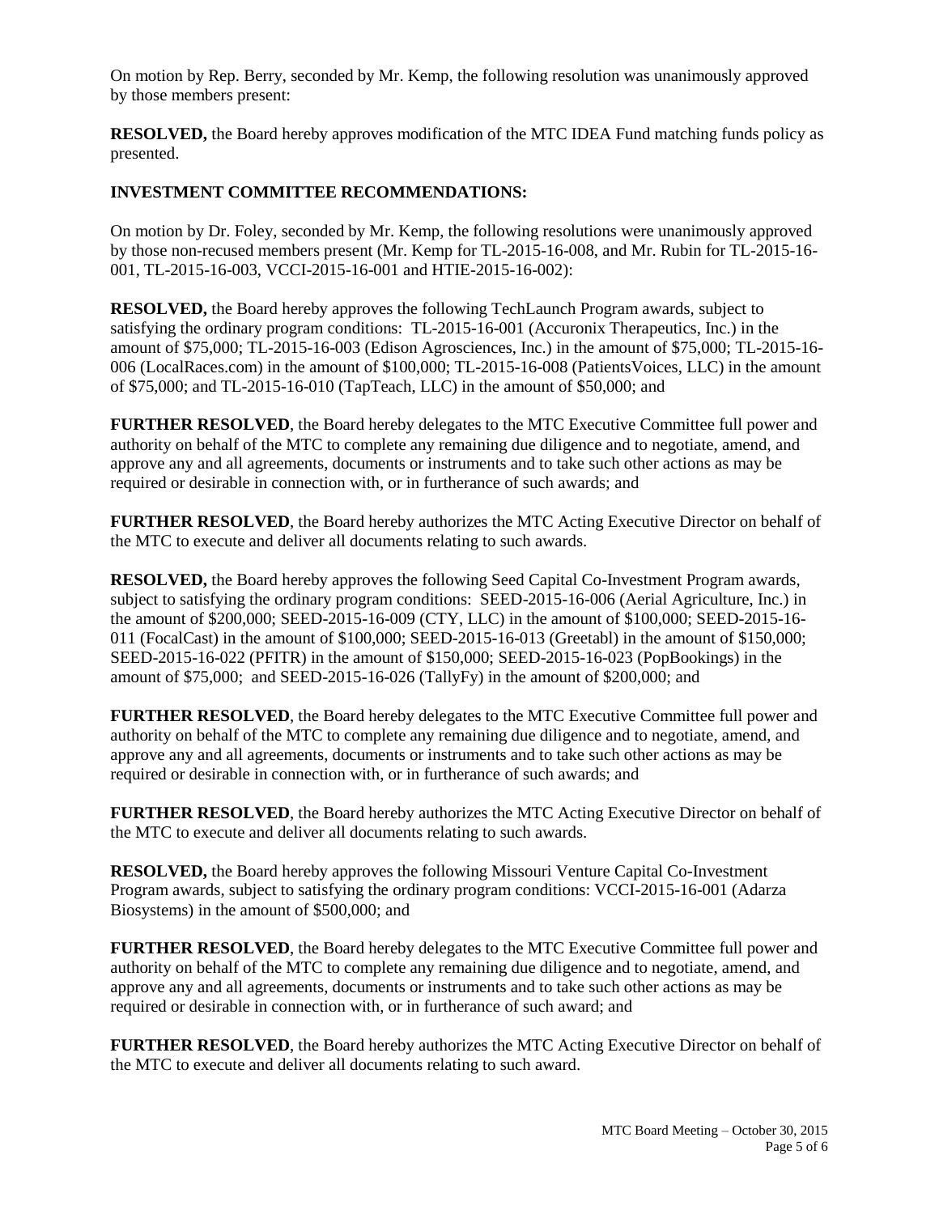On motion by Rep. Berry, seconded by Mr. Kemp, the following resolution was unanimously approved by those members present:

**RESOLVED,** the Board hereby approves modification of the MTC IDEA Fund matching funds policy as presented.

**INVESTMENT COMMITTEE RECOMMENDATIONS:**

On motion by Dr. Foley, seconded by Mr. Kemp, the following resolutions were unanimously approved by those non-recused members present (Mr. Kemp for TL-2015-16-008, and Mr. Rubin for TL-2015-16-001, TL-2015-16-003, VCCI-2015-16-001 and HTIE-2015-16-002):

**RESOLVED,** the Board hereby approves the following TechLaunch Program awards, subject to satisfying the ordinary program conditions: TL-2015-16-001 (Accuronix Therapeutics, Inc.) in the amount of $75,000; TL-2015-16-003 (Edison Agrosciences, Inc.) in the amount of $75,000; TL-2015-16-006 (LocalRaces.com) in the amount of $100,000; TL-2015-16-008 (PatientsVoices, LLC) in the amount of $75,000; and TL-2015-16-010 (TapTeach, LLC) in the amount of $50,000; and

**FURTHER RESOLVED**, the Board hereby delegates to the MTC Executive Committee full power and authority on behalf of the MTC to complete any remaining due diligence and to negotiate, amend, and approve any and all agreements, documents or instruments and to take such other actions as may be required or desirable in connection with, or in furtherance of such awards; and

**FURTHER RESOLVED**, the Board hereby authorizes the MTC Acting Executive Director on behalf of the MTC to execute and deliver all documents relating to such awards.

**RESOLVED,** the Board hereby approves the following Seed Capital Co-Investment Program awards, subject to satisfying the ordinary program conditions: SEED-2015-16-006 (Aerial Agriculture, Inc.) in the amount of $200,000; SEED-2015-16-009 (CTY, LLC) in the amount of $100,000; SEED-2015-16-011 (FocalCast) in the amount of $100,000; SEED-2015-16-013 (Greetabl) in the amount of $150,000; SEED-2015-16-022 (PFITR) in the amount of $150,000; SEED-2015-16-023 (PopBookings) in the amount of $75,000; and SEED-2015-16-026 (TallyFy) in the amount of $200,000; and

**FURTHER RESOLVED**, the Board hereby delegates to the MTC Executive Committee full power and authority on behalf of the MTC to complete any remaining due diligence and to negotiate, amend, and approve any and all agreements, documents or instruments and to take such other actions as may be required or desirable in connection with, or in furtherance of such awards; and

**FURTHER RESOLVED**, the Board hereby authorizes the MTC Acting Executive Director on behalf of the MTC to execute and deliver all documents relating to such awards.

**RESOLVED,** the Board hereby approves the following Missouri Venture Capital Co-Investment Program awards, subject to satisfying the ordinary program conditions: VCCI-2015-16-001 (Adarza Biosystems) in the amount of $500,000; and

**FURTHER RESOLVED**, the Board hereby delegates to the MTC Executive Committee full power and authority on behalf of the MTC to complete any remaining due diligence and to negotiate, amend, and approve any and all agreements, documents or instruments and to take such other actions as may be required or desirable in connection with, or in furtherance of such award; and

**FURTHER RESOLVED**, the Board hereby authorizes the MTC Acting Executive Director on behalf of the MTC to execute and deliver all documents relating to such award.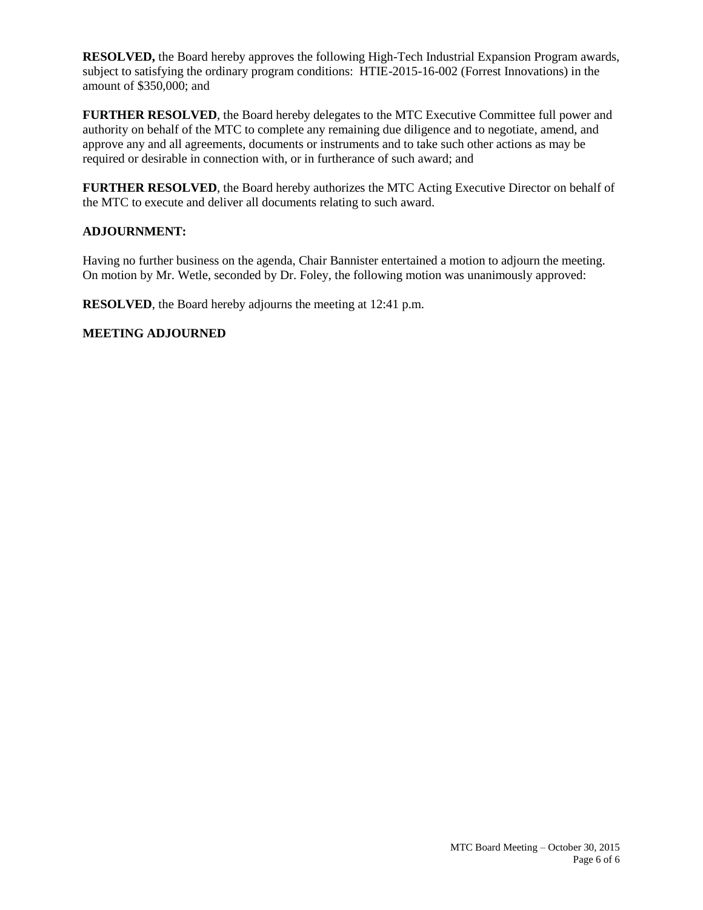**RESOLVED,** the Board hereby approves the following High-Tech Industrial Expansion Program awards, subject to satisfying the ordinary program conditions: HTIE-2015-16-002 (Forrest Innovations) in the amount of $350,000; and

**FURTHER RESOLVED**, the Board hereby delegates to the MTC Executive Committee full power and authority on behalf of the MTC to complete any remaining due diligence and to negotiate, amend, and approve any and all agreements, documents or instruments and to take such other actions as may be required or desirable in connection with, or in furtherance of such award; and

**FURTHER RESOLVED**, the Board hereby authorizes the MTC Acting Executive Director on behalf of the MTC to execute and deliver all documents relating to such award.

**ADJOURNMENT:**

Having no further business on the agenda, Chair Bannister entertained a motion to adjourn the meeting. On motion by Mr. Wetle, seconded by Dr. Foley, the following motion was unanimously approved:

**RESOLVED**, the Board hereby adjourns the meeting at 12:41 p.m.

**MEETING ADJOURNED**